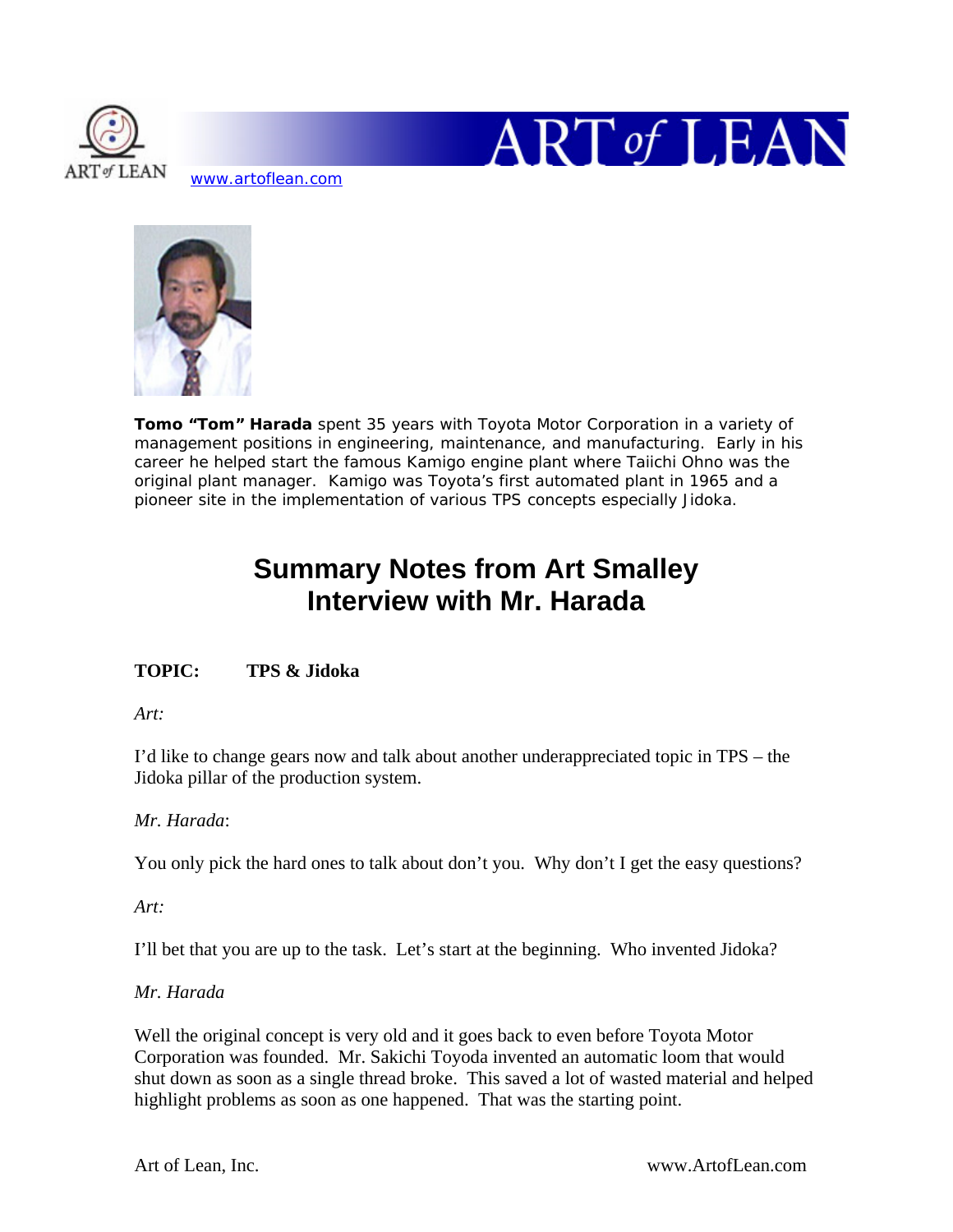ART of LEAN

www.artoflean.com

**Tomo "Tom" Harada** spent 35 years with Toyota Motor Corporation in a variety of management positions in engineering, maintenance, and manufacturing. Early in his career he helped start the famous Kamigo engine plant where Taiichi Ohno was the original plant manager. Kamigo was Toyota's first automated plant in 1965 and a pioneer site in the implementation of various TPS concepts especially Jidoka.

# Summary Notes from Art Smalley Interview with Mr. Harada

**TOPIC: TPS & Jidoka**

*Art:*

I'd like to change gears now and talk about another underappreciated topic in TPS – the Jidoka pillar of the production system.

*Mr. Harada*:

You only pick the hard ones to talk about don't you. Why don't I get the easy questions?

*Art:*

I'll bet that you are up to the task. Let's start at the beginning. Who invented Jidoka?

*Mr. Harada*

Well the original concept is very old and it goes back to even before Toyota Motor Corporation was founded. Mr. Sakichi Toyoda invented an automatic loom that would shut down as soon as a single thread broke. This saved a lot of wasted material and helped highlight problems as soon as one happened. That was the starting point.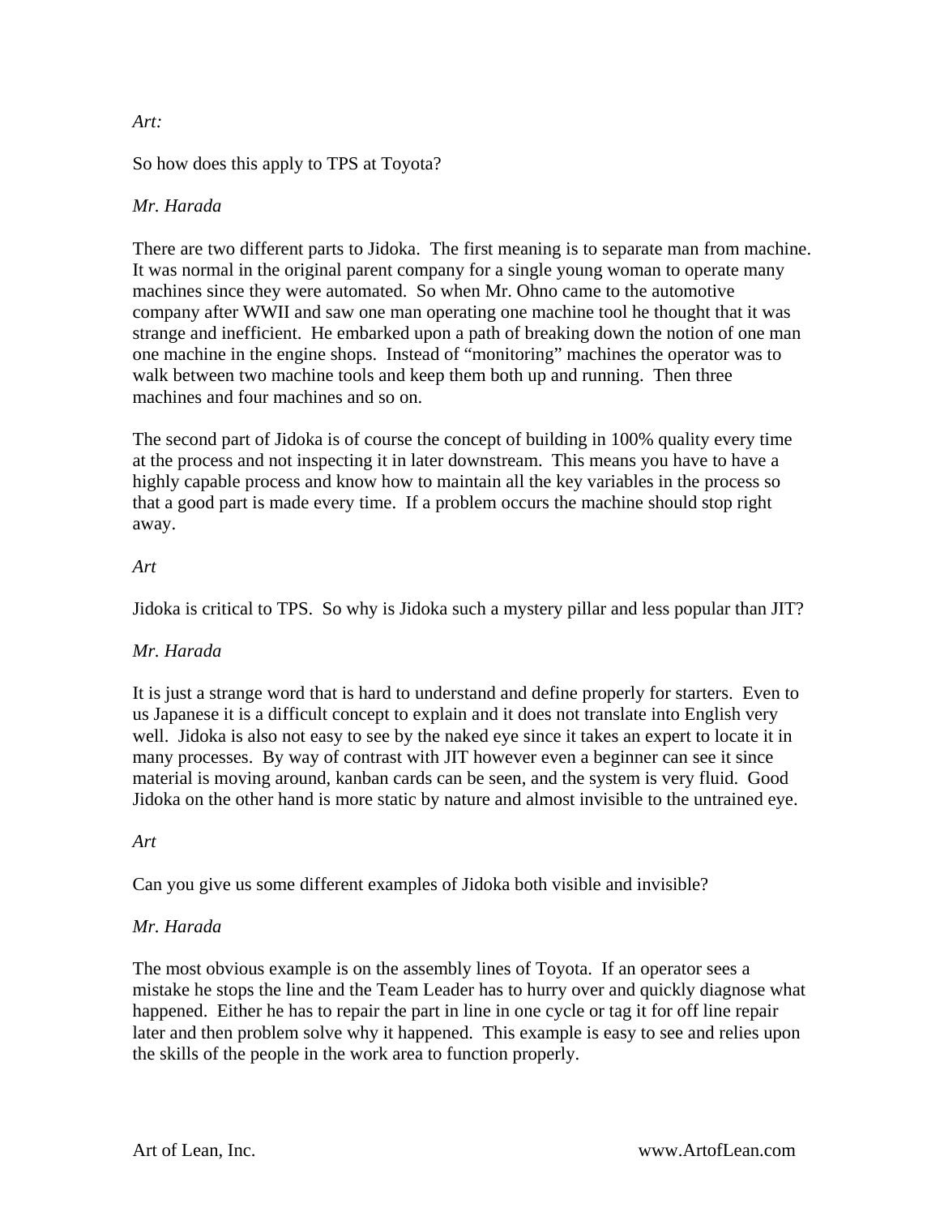*Art:*

So how does this apply to TPS at Toyota?

*Mr. Harada*

There are two different parts to Jidoka. The first meaning is to separate man from machine. It was normal in the original parent company for a single young woman to operate many machines since they were automated. So when Mr. Ohno came to the automotive company after WWII and saw one man operating one machine tool he thought that it was strange and inefficient. He embarked upon a path of breaking down the notion of one man one machine in the engine shops. Instead of "monitoring" machines the operator was to walk between two machine tools and keep them both up and running. Then three machines and four machines and so on.

The second part of Jidoka is of course the concept of building in 100% quality every time at the process and not inspecting it in later downstream. This means you have to have a highly capable process and know how to maintain all the key variables in the process so that a good part is made every time. If a problem occurs the machine should stop right away.

*Art*

Jidoka is critical to TPS. So why is Jidoka such a mystery pillar and less popular than JIT?

*Mr. Harada*

It is just a strange word that is hard to understand and define properly for starters. Even to us Japanese it is a difficult concept to explain and it does not translate into English very well. Jidoka is also not easy to see by the naked eye since it takes an expert to locate it in many processes. By way of contrast with JIT however even a beginner can see it since material is moving around, kanban cards can be seen, and the system is very fluid. Good Jidoka on the other hand is more static by nature and almost invisible to the untrained eye.

*Art*

Can you give us some different examples of Jidoka both visible and invisible?

*Mr. Harada*

The most obvious example is on the assembly lines of Toyota. If an operator sees a mistake he stops the line and the Team Leader has to hurry over and quickly diagnose what happened. Either he has to repair the part in line in one cycle or tag it for off line repair later and then problem solve why it happened. This example is easy to see and relies upon the skills of the people in the work area to function properly.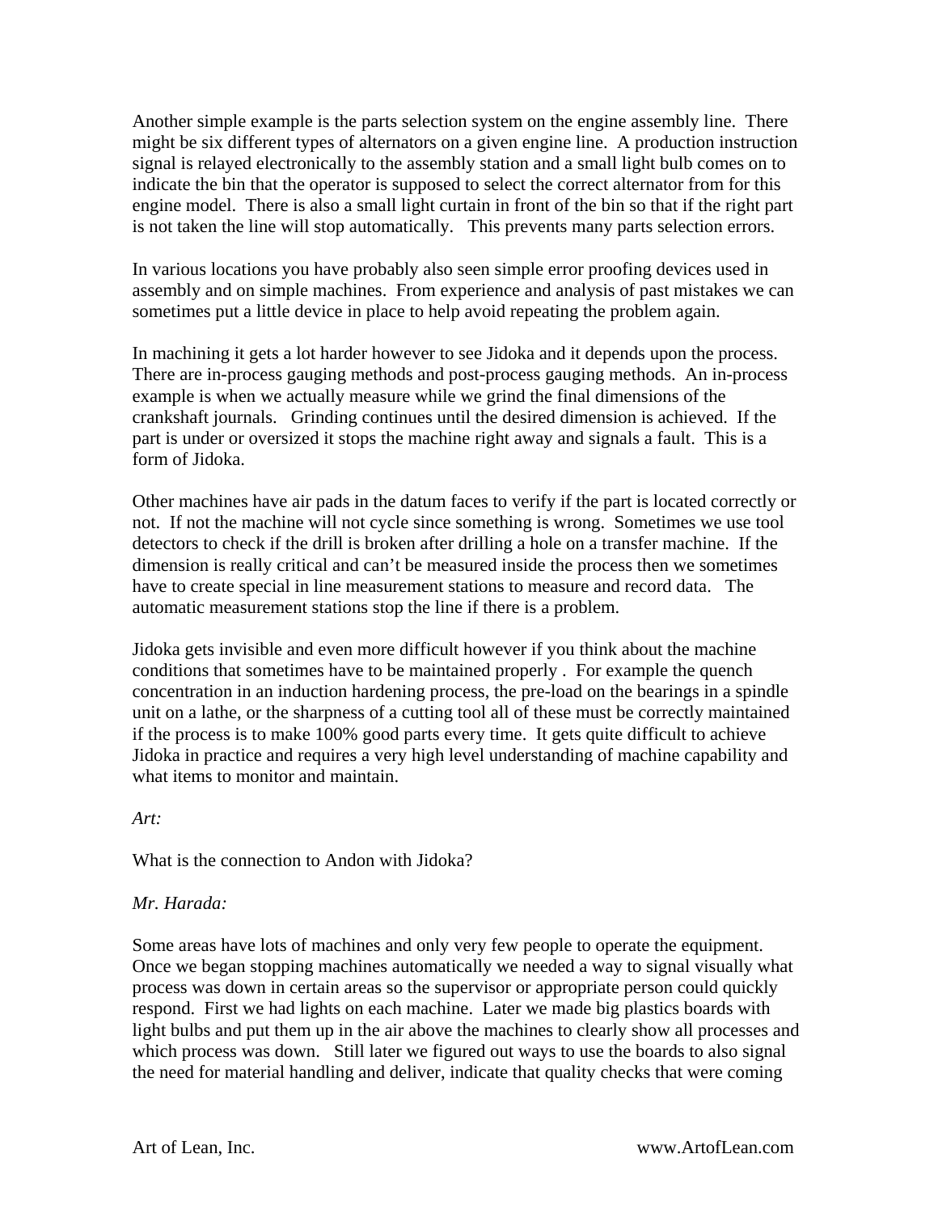Another simple example is the parts selection system on the engine assembly line. There might be six different types of alternators on a given engine line. A production instruction signal is relayed electronically to the assembly station and a small light bulb comes on to indicate the bin that the operator is supposed to select the correct alternator from for this engine model. There is also a small light curtain in front of the bin so that if the right part is not taken the line will stop automatically. This prevents many parts selection errors.

In various locations you have probably also seen simple error proofing devices used in assembly and on simple machines. From experience and analysis of past mistakes we can sometimes put a little device in place to help avoid repeating the problem again.

In machining it gets a lot harder however to see Jidoka and it depends upon the process. There are in-process gauging methods and post-process gauging methods. An in-process example is when we actually measure while we grind the final dimensions of the crankshaft journals. Grinding continues until the desired dimension is achieved. If the part is under or oversized it stops the machine right away and signals a fault. This is a form of Jidoka.

Other machines have air pads in the datum faces to verify if the part is located correctly or not. If not the machine will not cycle since something is wrong. Sometimes we use tool detectors to check if the drill is broken after drilling a hole on a transfer machine. If the dimension is really critical and can't be measured inside the process then we sometimes have to create special in line measurement stations to measure and record data. The automatic measurement stations stop the line if there is a problem.

Jidoka gets invisible and even more difficult however if you think about the machine conditions that sometimes have to be maintained properly . For example the quench concentration in an induction hardening process, the pre-load on the bearings in a spindle unit on a lathe, or the sharpness of a cutting tool all of these must be correctly maintained if the process is to make 100% good parts every time. It gets quite difficult to achieve Jidoka in practice and requires a very high level understanding of machine capability and what items to monitor and maintain.

*Art:*

What is the connection to Andon with Jidoka?

*Mr. Harada:*

Some areas have lots of machines and only very few people to operate the equipment. Once we began stopping machines automatically we needed a way to signal visually what process was down in certain areas so the supervisor or appropriate person could quickly respond. First we had lights on each machine. Later we made big plastics boards with light bulbs and put them up in the air above the machines to clearly show all processes and which process was down. Still later we figured out ways to use the boards to also signal the need for material handling and deliver, indicate that quality checks that were coming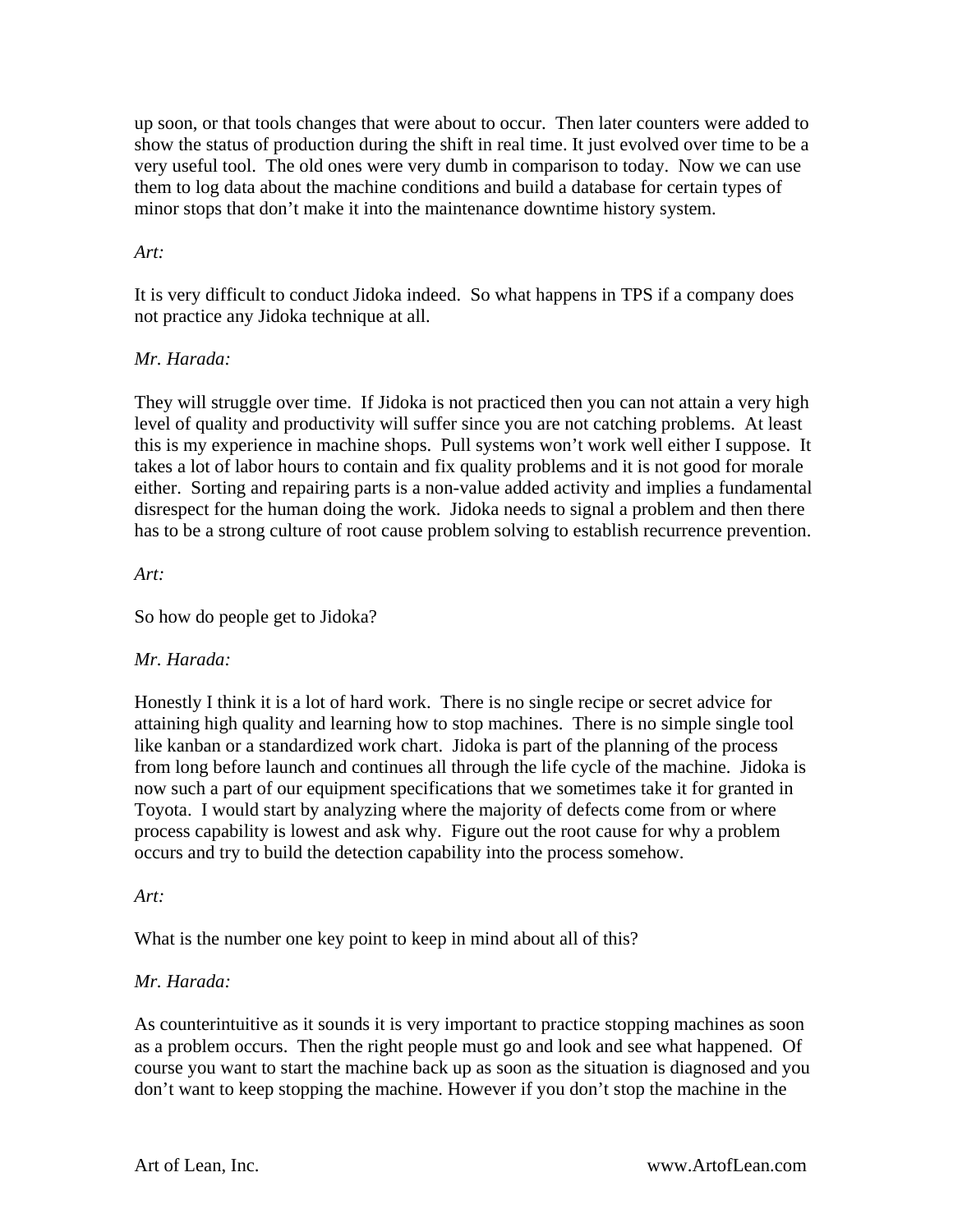up soon, or that tools changes that were about to occur. Then later counters were added to show the status of production during the shift in real time. It just evolved over time to be a very useful tool. The old ones were very dumb in comparison to today. Now we can use them to log data about the machine conditions and build a database for certain types of minor stops that don't make it into the maintenance downtime history system.

*Art:*

It is very difficult to conduct Jidoka indeed. So what happens in TPS if a company does not practice any Jidoka technique at all.

*Mr. Harada:*

They will struggle over time. If Jidoka is not practiced then you can not attain a very high level of quality and productivity will suffer since you are not catching problems. At least this is my experience in machine shops. Pull systems won't work well either I suppose. It takes a lot of labor hours to contain and fix quality problems and it is not good for morale either. Sorting and repairing parts is a non-value added activity and implies a fundamental disrespect for the human doing the work. Jidoka needs to signal a problem and then there has to be a strong culture of root cause problem solving to establish recurrence prevention.

*Art:*

So how do people get to Jidoka?

*Mr. Harada:*

Honestly I think it is a lot of hard work. There is no single recipe or secret advice for attaining high quality and learning how to stop machines. There is no simple single tool like kanban or a standardized work chart. Jidoka is part of the planning of the process from long before launch and continues all through the life cycle of the machine. Jidoka is now such a part of our equipment specifications that we sometimes take it for granted in Toyota. I would start by analyzing where the majority of defects come from or where process capability is lowest and ask why. Figure out the root cause for why a problem occurs and try to build the detection capability into the process somehow.

*Art:*

What is the number one key point to keep in mind about all of this?

*Mr. Harada:*

As counterintuitive as it sounds it is very important to practice stopping machines as soon as a problem occurs. Then the right people must go and look and see what happened. Of course you want to start the machine back up as soon as the situation is diagnosed and you don't want to keep stopping the machine. However if you don't stop the machine in the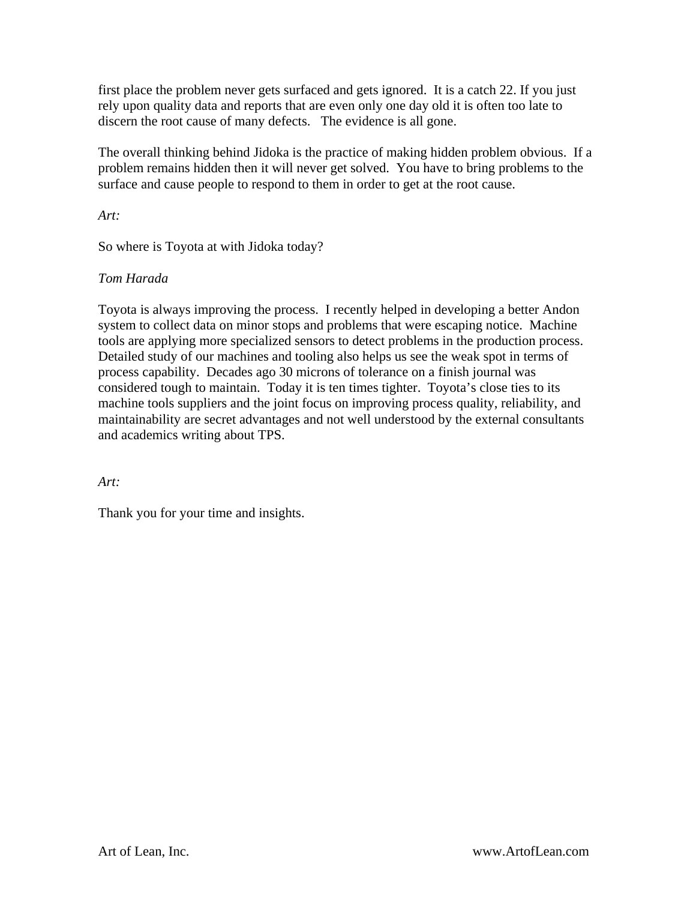first place the problem never gets surfaced and gets ignored. It is a catch 22. If you just rely upon quality data and reports that are even only one day old it is often too late to discern the root cause of many defects. The evidence is all gone.

The overall thinking behind Jidoka is the practice of making hidden problem obvious. If a problem remains hidden then it will never get solved. You have to bring problems to the surface and cause people to respond to them in order to get at the root cause.

*Art:*

So where is Toyota at with Jidoka today?

*Tom Harada*

Toyota is always improving the process. I recently helped in developing a better Andon system to collect data on minor stops and problems that were escaping notice. Machine tools are applying more specialized sensors to detect problems in the production process. Detailed study of our machines and tooling also helps us see the weak spot in terms of process capability. Decades ago 30 microns of tolerance on a finish journal was considered tough to maintain. Today it is ten times tighter. Toyota's close ties to its machine tools suppliers and the joint focus on improving process quality, reliability, and maintainability are secret advantages and not well understood by the external consultants and academics writing about TPS.

*Art:*

Thank you for your time and insights.